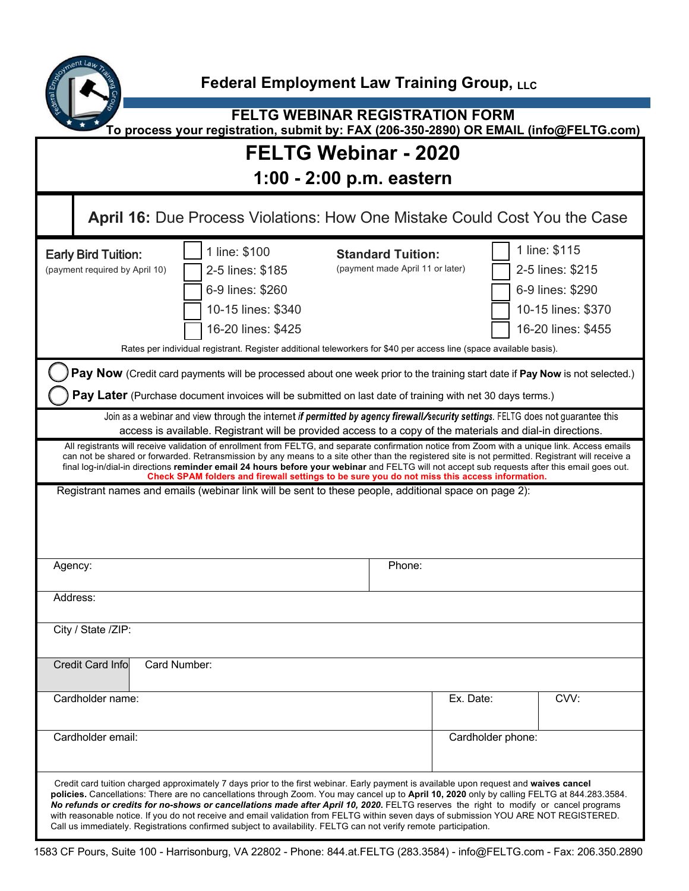# Federal Employment Law Training Group, LLC

## FELTG WEBINAR REGISTRATION FORM

**To process your registration, submit by: FAX (206-350-2890) OR EMAIL (info@FELTG.com)**

# FELTG Webinar - 2020

## 1:00 - 2:00 p.m. eastern

**April 16:** Due Process Violations: How One Mistake Could Cost You the Case

| **Early Bird Tuition:** (payment required by April 10) | | **Standard Tuition:** (payment made April 11 or later) | |
|---|---|---|---|
| ☐ | 1 line: $100 | ☐ | 1 line: $115 |
| ☐ | 2-5 lines: $185 | ☐ | 2-5 lines: $215 |
| ☐ | 6-9 lines: $260 | ☐ | 6-9 lines: $290 |
| ☐ | 10-15 lines: $340 | ☐ | 10-15 lines: $370 |
| ☐ | 16-20 lines: $425 | ☐ | 16-20 lines: $455 |

Rates per individual registrant. Register additional teleworkers for $40 per access line (space available basis).

◯ **Pay Now** (Credit card payments will be processed about one week prior to the training start date if **Pay Now** is not selected.)

◯ **Pay Later** (Purchase document invoices will be submitted on last date of training with net 30 days terms.)

Join as a webinar and view through the internet ***if permitted by agency firewall/security settings***. FELTG does not guarantee this access is available. Registrant will be provided access to a copy of the materials and dial-in directions.

All registrants will receive validation of enrollment from FELTG, and separate confirmation notice from Zoom with a unique link. Access emails can not be shared or forwarded. Retransmission by any means to a site other than the registered site is not permitted. Registrant will receive a final log-in/dial-in directions **reminder email 24 hours before your webinar** and FELTG will not accept sub requests after this email goes out. **Check SPAM folders and firewall settings to be sure you do not miss this access information.**

Registrant names and emails (webinar link will be sent to these people, additional space on page 2):

| Agency: | Phone: |
|---|---|
| Address: | |
| City / State /ZIP: | |

| Credit Card Info | Card Number: | |
|---|---|---|
| Cardholder name: | Ex. Date: | CVV: |
| Cardholder email: | Cardholder phone: | |

Credit card tuition charged approximately 7 days prior to the first webinar. Early payment is available upon request and **waives cancel policies.** Cancellations: There are no cancellations through Zoom. You may cancel up to **April 10, 2020** only by calling FELTG at 844.283.3584. ***No refunds or credits for no-shows or cancellations made after April 10, 2020.*** FELTG reserves the right to modify or cancel programs with reasonable notice. If you do not receive and email validation from FELTG within seven days of submission YOU ARE NOT REGISTERED. Call us immediately. Registrations confirmed subject to availability. FELTG can not verify remote participation.

1583 CF Pours, Suite 100 - Harrisonburg, VA 22802 - Phone: 844.at.FELTG (283.3584) - info@FELTG.com - Fax: 206.350.2890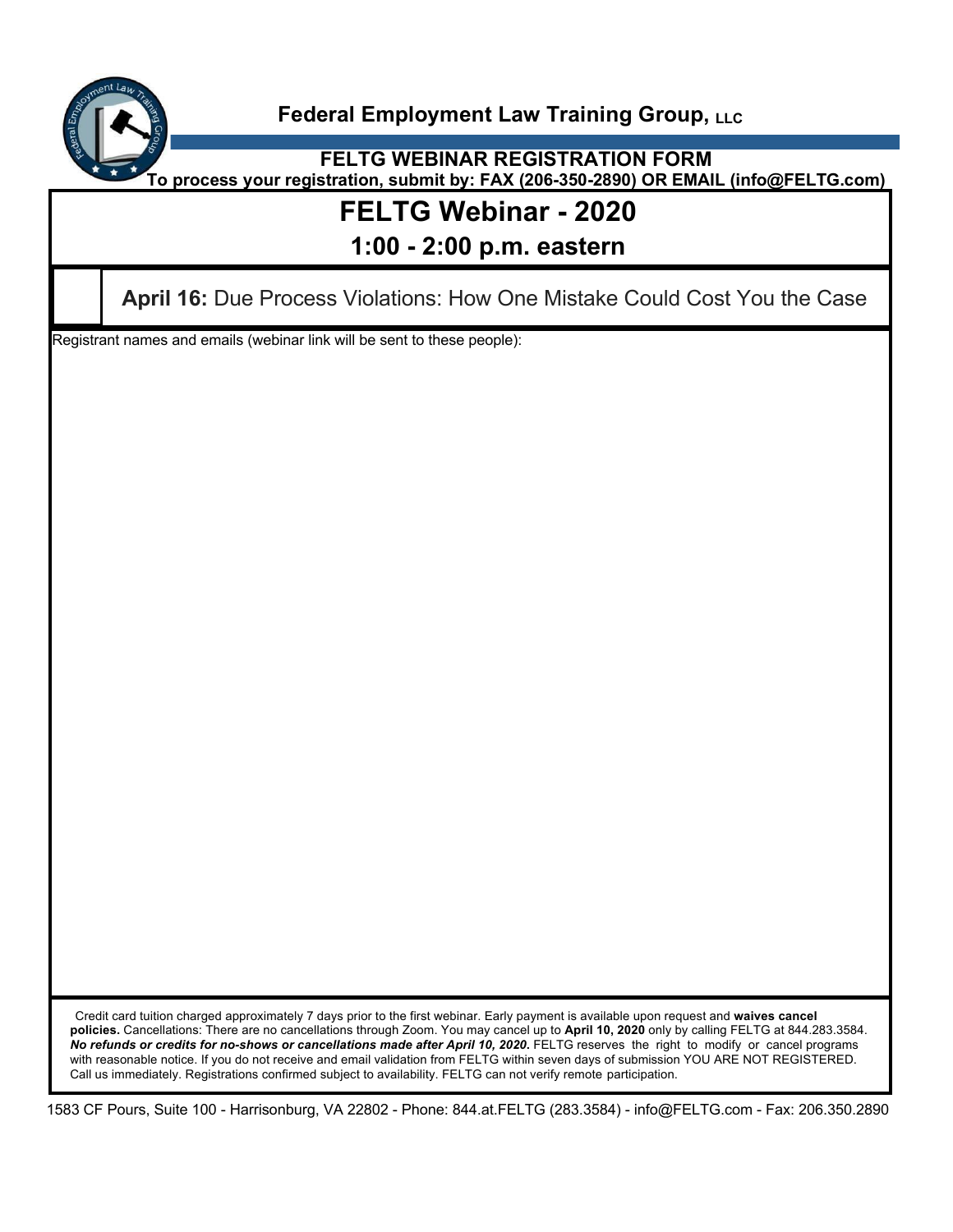**Federal Employment Law Training Group, LLC**

**FELTG WEBINAR REGISTRATION FORM**

**To process your registration, submit by: FAX (206-350-2890) OR EMAIL (info@FELTG.com)**

# FELTG Webinar - 2020

## 1:00 - 2:00 p.m. eastern

| | |
|---|---|
| ☐ | **April 16:** Due Process Violations: How One Mistake Could Cost You the Case |

Registrant names and emails (webinar link will be sent to these people):

Credit card tuition charged approximately 7 days prior to the first webinar. Early payment is available upon request and **waives cancel policies.** Cancellations: There are no cancellations through Zoom. You may cancel up to **April 10, 2020** only by calling FELTG at 844.283.3584. ***No refunds or credits for no-shows or cancellations made after April 10, 2020.*** FELTG reserves the right to modify or cancel programs with reasonable notice. If you do not receive and email validation from FELTG within seven days of submission YOU ARE NOT REGISTERED. Call us immediately. Registrations confirmed subject to availability. FELTG can not verify remote participation.

1583 CF Pours, Suite 100 - Harrisonburg, VA 22802 - Phone: 844.at.FELTG (283.3584) - info@FELTG.com - Fax: 206.350.2890